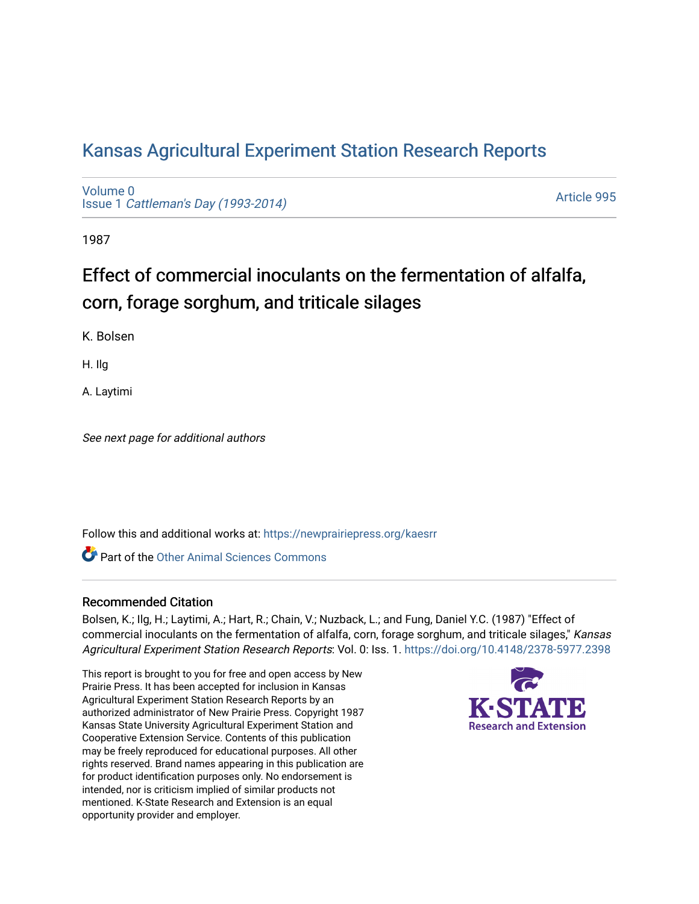# Kansas Agricultural Experiment Station Research Reports

Volume 0
Issue 1 *Cattleman's Day (1993-2014)*

Article 995

1987

## Effect of commercial inoculants on the fermentation of alfalfa, corn, forage sorghum, and triticale silages

K. Bolsen

H. Ilg

A. Laytimi

*See next page for additional authors*

Follow this and additional works at: https://newprairiepress.org/kaesrr

Part of the Other Animal Sciences Commons

### Recommended Citation

Bolsen, K.; Ilg, H.; Laytimi, A.; Hart, R.; Chain, V.; Nuzback, L.; and Fung, Daniel Y.C. (1987) "Effect of commercial inoculants on the fermentation of alfalfa, corn, forage sorghum, and triticale silages," *Kansas Agricultural Experiment Station Research Reports*: Vol. 0: Iss. 1. https://doi.org/10.4148/2378-5977.2398

This report is brought to you for free and open access by New Prairie Press. It has been accepted for inclusion in Kansas Agricultural Experiment Station Research Reports by an authorized administrator of New Prairie Press. Copyright 1987 Kansas State University Agricultural Experiment Station and Cooperative Extension Service. Contents of this publication may be freely reproduced for educational purposes. All other rights reserved. Brand names appearing in this publication are for product identification purposes only. No endorsement is intended, nor is criticism implied of similar products not mentioned. K-State Research and Extension is an equal opportunity provider and employer.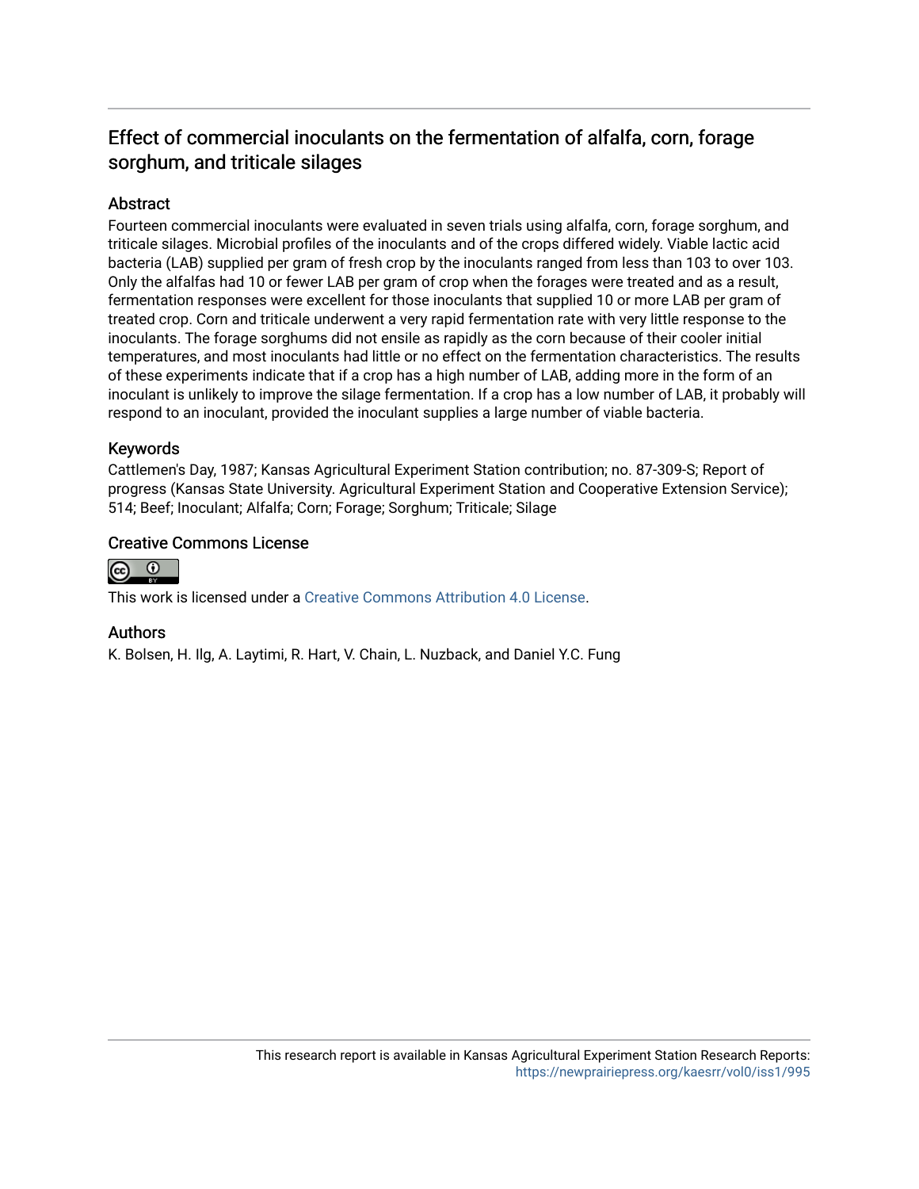# Effect of commercial inoculants on the fermentation of alfalfa, corn, forage sorghum, and triticale silages

## Abstract

Fourteen commercial inoculants were evaluated in seven trials using alfalfa, corn, forage sorghum, and triticale silages. Microbial profiles of the inoculants and of the crops differed widely. Viable lactic acid bacteria (LAB) supplied per gram of fresh crop by the inoculants ranged from less than 103 to over 103. Only the alfalfas had 10 or fewer LAB per gram of crop when the forages were treated and as a result, fermentation responses were excellent for those inoculants that supplied 10 or more LAB per gram of treated crop. Corn and triticale underwent a very rapid fermentation rate with very little response to the inoculants. The forage sorghums did not ensile as rapidly as the corn because of their cooler initial temperatures, and most inoculants had little or no effect on the fermentation characteristics. The results of these experiments indicate that if a crop has a high number of LAB, adding more in the form of an inoculant is unlikely to improve the silage fermentation. If a crop has a low number of LAB, it probably will respond to an inoculant, provided the inoculant supplies a large number of viable bacteria.

## Keywords

Cattlemen's Day, 1987; Kansas Agricultural Experiment Station contribution; no. 87-309-S; Report of progress (Kansas State University. Agricultural Experiment Station and Cooperative Extension Service); 514; Beef; Inoculant; Alfalfa; Corn; Forage; Sorghum; Triticale; Silage

## Creative Commons License

This work is licensed under a Creative Commons Attribution 4.0 License.

## Authors

K. Bolsen, H. Ilg, A. Laytimi, R. Hart, V. Chain, L. Nuzback, and Daniel Y.C. Fung

This research report is available in Kansas Agricultural Experiment Station Research Reports: https://newprairiepress.org/kaesrr/vol0/iss1/995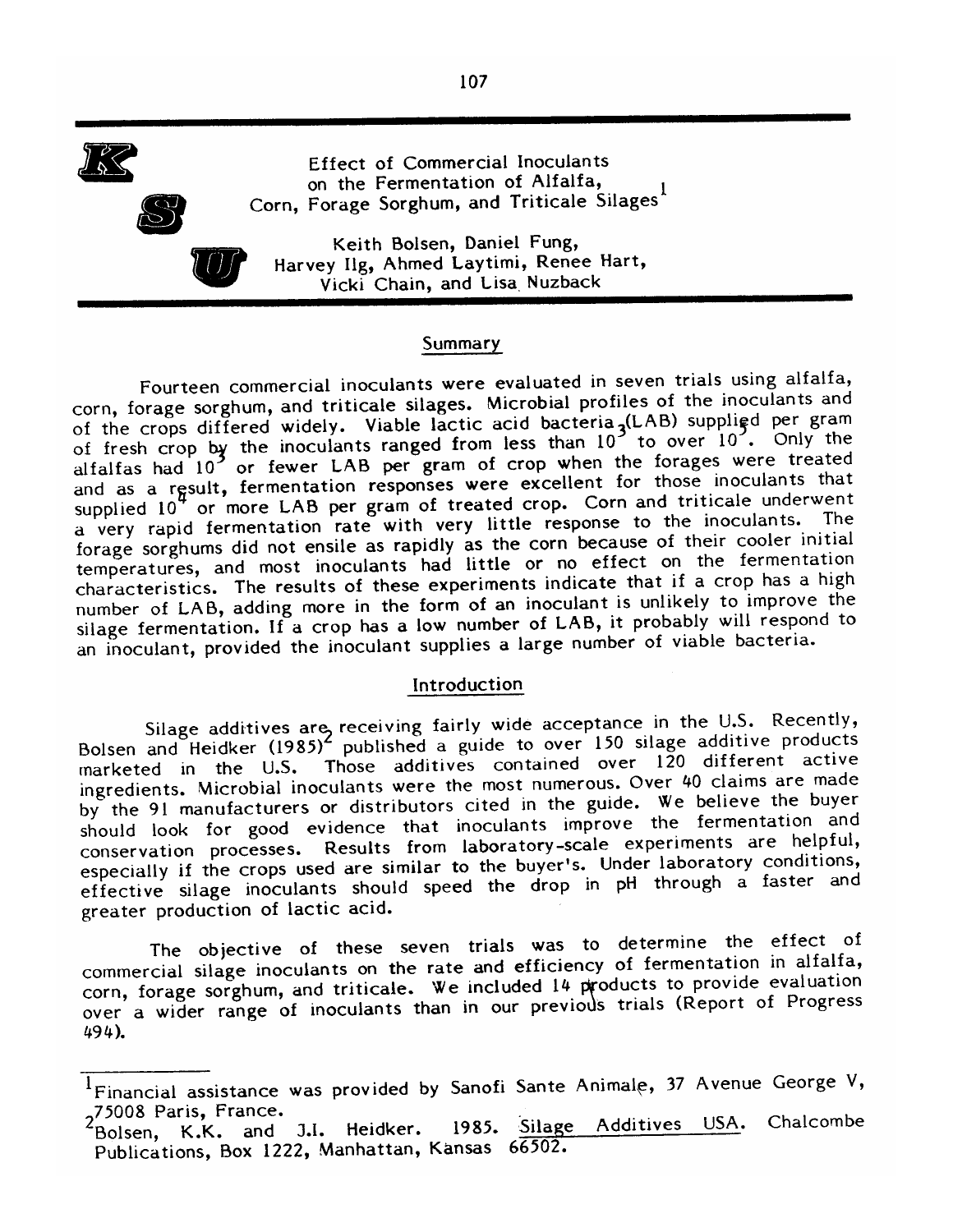# Effect of Commercial Inoculants on the Fermentation of Alfalfa, Corn, Forage Sorghum, and Triticale Silages[1]

Keith Bolsen, Daniel Fung, Harvey Ilg, Ahmed Laytimi, Renee Hart, Vicki Chain, and Lisa Nuzback

## Summary

Fourteen commercial inoculants were evaluated in seven trials using alfalfa, corn, forage sorghum, and triticale silages. Microbial profiles of the inoculants and of the crops differed widely. Viable lactic acid bacteria (LAB) supplied per gram of fresh crop by the inoculants ranged from less than $10^3$ to over $10^5$. Only the alfalfas had $10^3$ or fewer LAB per gram of crop when the forages were treated and as a result, fermentation responses were excellent for those inoculants that supplied $10^4$ or more LAB per gram of treated crop. Corn and triticale underwent a very rapid fermentation rate with very little response to the inoculants. The forage sorghums did not ensile as rapidly as the corn because of their cooler initial temperatures, and most inoculants had little or no effect on the fermentation characteristics. The results of these experiments indicate that if a crop has a high number of LAB, adding more in the form of an inoculant is unlikely to improve the silage fermentation. If a crop has a low number of LAB, it probably will respond to an inoculant, provided the inoculant supplies a large number of viable bacteria.

## Introduction

Silage additives are receiving fairly wide acceptance in the U.S. Recently, Bolsen and Heidker (1985)[2] published a guide to over 150 silage additive products marketed in the U.S. Those additives contained over 120 different active ingredients. Microbial inoculants were the most numerous. Over 40 claims are made by the 91 manufacturers or distributors cited in the guide. We believe the buyer should look for good evidence that inoculants improve the fermentation and conservation processes. Results from laboratory-scale experiments are helpful, especially if the crops used are similar to the buyer's. Under laboratory conditions, effective silage inoculants should speed the drop in pH through a faster and greater production of lactic acid.

The objective of these seven trials was to determine the effect of commercial silage inoculants on the rate and efficiency of fermentation in alfalfa, corn, forage sorghum, and triticale. We included 14 products to provide evaluation over a wider range of inoculants than in our previous trials (Report of Progress 494).

---

[1]Financial assistance was provided by Sanofi Sante Animale, 37 Avenue George V, 75008 Paris, France.

[2]Bolsen, K.K. and J.I. Heidker. 1985. Silage Additives USA. Chalcombe Publications, Box 1222, Manhattan, Kansas 66502.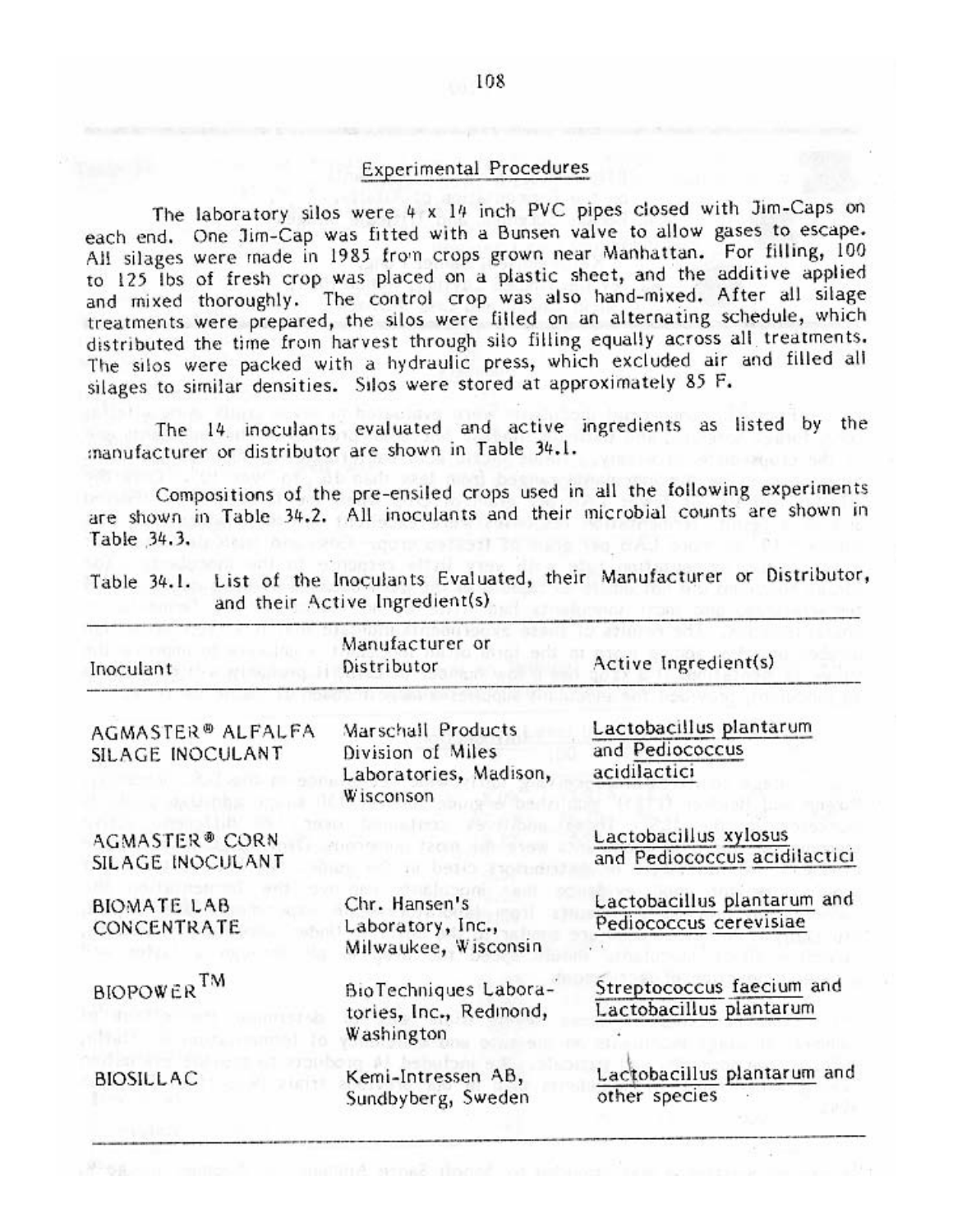## Experimental Procedures

The laboratory silos were 4 x 14 inch PVC pipes closed with Jim-Caps on each end. One Jim-Cap was fitted with a Bunsen valve to allow gases to escape. All silages were made in 1985 from crops grown near Manhattan. For filling, 100 to 125 lbs of fresh crop was placed on a plastic sheet, and the additive applied and mixed thoroughly. The control crop was also hand-mixed. After all silage treatments were prepared, the silos were filled on an alternating schedule, which distributed the time from harvest through silo filling equally across all treatments. The silos were packed with a hydraulic press, which excluded air and filled all silages to similar densities. Silos were stored at approximately 85 F.

The 14 inoculants evaluated and active ingredients as listed by the manufacturer or distributor are shown in Table 34.1.

Compositions of the pre-ensiled crops used in all the following experiments are shown in Table 34.2. All inoculants and their microbial counts are shown in Table 34.3.

Table 34.1. List of the Inoculants Evaluated, their Manufacturer or Distributor, and their Active Ingredient(s)

| Inoculant | Manufacturer or Distributor | Active Ingredient(s) |
|---|---|---|
| AGMASTER® ALFALFA SILAGE INOCULANT | Marschall Products Division of Miles Laboratories, Madison, Wisconson | Lactobacillus plantarum and Pediococcus acidilactici |
| AGMASTER® CORN SILAGE INOCULANT | | Lactobacillus xylosus and Pediococcus acidilactici |
| BIOMATE LAB CONCENTRATE | Chr. Hansen's Laboratory, Inc., Milwaukee, Wisconsin | Lactobacillus plantarum and Pediococcus cerevisiae |
| BIOPOWER™ | BioTechniques Laboratories, Inc., Redmond, Washington | Streptococcus faecium and Lactobacillus plantarum |
| BIOSILLAC | Kemi-Intressen AB, Sundbyberg, Sweden | Lactobacillus plantarum and other species |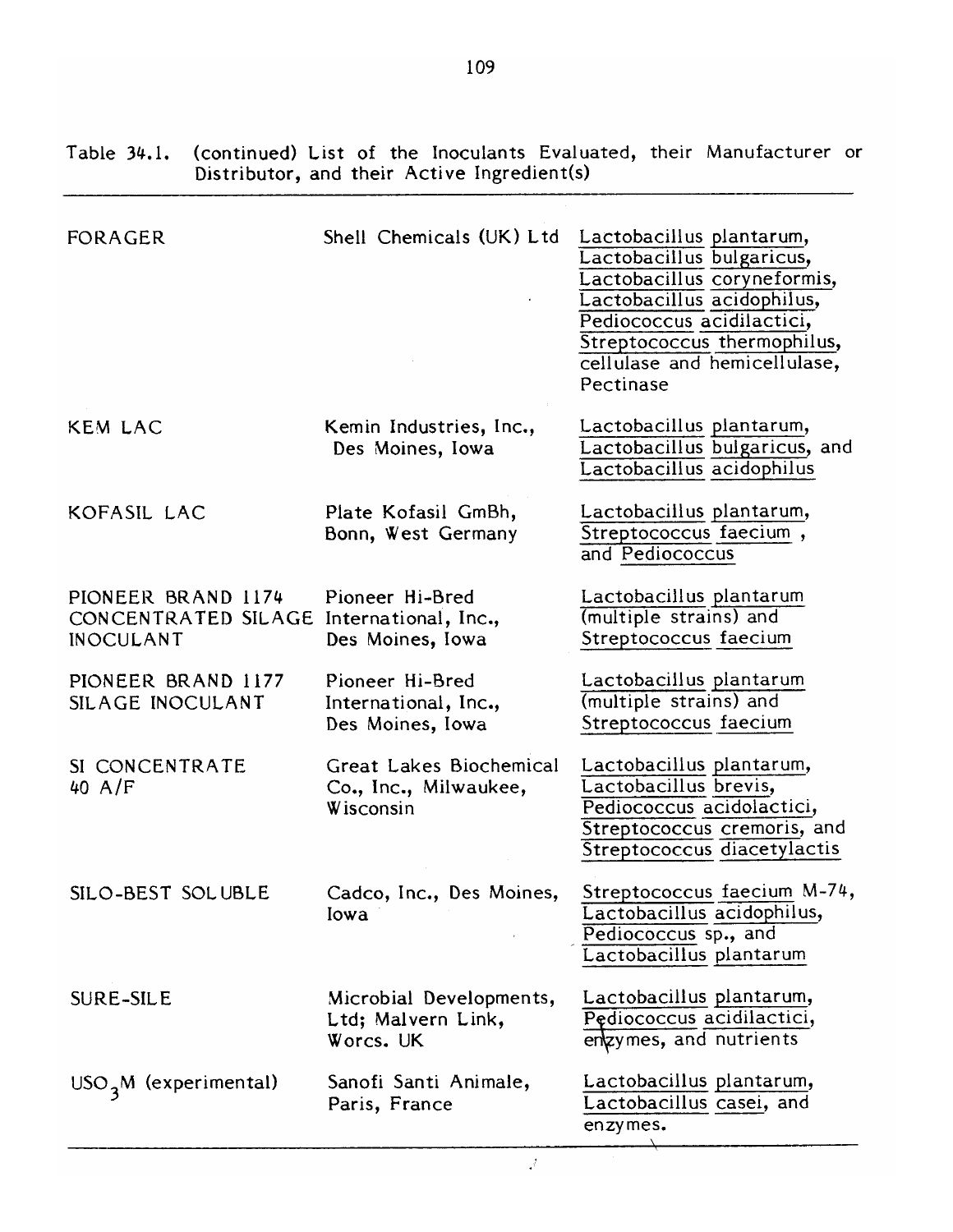Table 34.1. (continued) List of the Inoculants Evaluated, their Manufacturer or Distributor, and their Active Ingredient(s)

| | | |
|---|---|---|
| FORAGER | Shell Chemicals (UK) Ltd | Lactobacillus plantarum, Lactobacillus bulgaricus, Lactobacillus coryneformis, Lactobacillus acidophilus, Pediococcus acidilactici, Streptococcus thermophilus, cellulase and hemicellulase, Pectinase |
| KEM LAC | Kemin Industries, Inc., Des Moines, Iowa | Lactobacillus plantarum, Lactobacillus bulgaricus, and Lactobacillus acidophilus |
| KOFASIL LAC | Plate Kofasil GmBh, Bonn, West Germany | Lactobacillus plantarum, Streptococcus faecium , and Pediococcus |
| PIONEER BRAND 1174 CONCENTRATED SILAGE INOCULANT | Pioneer Hi-Bred International, Inc., Des Moines, Iowa | Lactobacillus plantarum (multiple strains) and Streptococcus faecium |
| PIONEER BRAND 1177 SILAGE INOCULANT | Pioneer Hi-Bred International, Inc., Des Moines, Iowa | Lactobacillus plantarum (multiple strains) and Streptococcus faecium |
| SI CONCENTRATE 40 A/F | Great Lakes Biochemical Co., Inc., Milwaukee, Wisconsin | Lactobacillus plantarum, Lactobacillus brevis, Pediococcus acidolactici, Streptococcus cremoris, and Streptococcus diacetylactis |
| SILO-BEST SOLUBLE | Cadco, Inc., Des Moines, Iowa | Streptococcus faecium M-74, Lactobacillus acidophilus, Pediococcus sp., and Lactobacillus plantarum |
| SURE-SILE | Microbial Developments, Ltd; Malvern Link, Worcs. UK | Lactobacillus plantarum, Pediococcus acidilactici, enzymes, and nutrients |
| $USO_3M$ (experimental) | Sanofi Santi Animale, Paris, France | Lactobacillus plantarum, Lactobacillus casei, and enzymes. |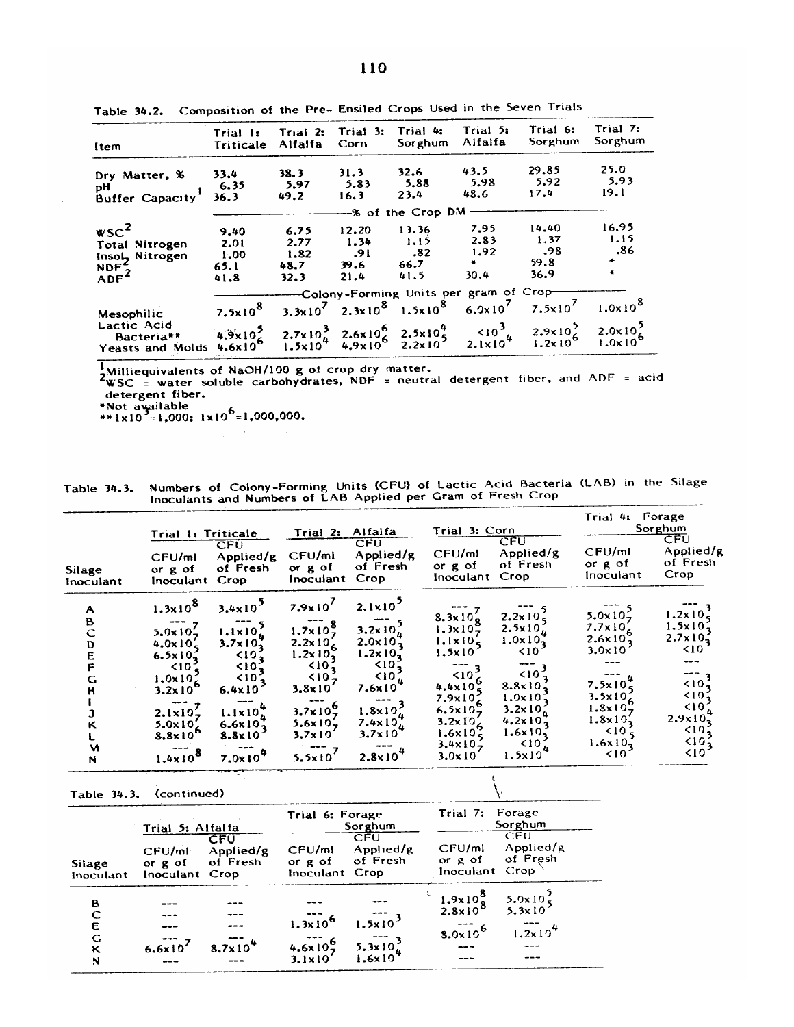Table 34.2. Composition of the Pre- Ensiled Crops Used in the Seven Trials

| Item | Trial 1: Triticale | Trial 2: Alfalfa | Trial 3: Corn | Trial 4: Sorghum | Trial 5: Alfalfa | Trial 6: Sorghum | Trial 7: Sorghum |
|---|---|---|---|---|---|---|---|
| Dry Matter, % | 33.4 | 38.3 | 31.3 | 32.6 | 43.5 | 29.85 | 25.0 |
| pH | 6.35 | 5.97 | 5.83 | 5.88 | 5.98 | 5.92 | 5.93 |
| Buffer Capacity[1] | 36.3 | 49.2 | 16.3 | 23.4 | 48.6 | 17.4 | 19.1 |
| | ——— | ——— | ——— | % of the Crop DM | ——— | ——— | ——— |
| WSC[2] | 9.40 | 6.75 | 12.20 | 13.36 | 7.95 | 14.40 | 16.95 |
| Total Nitrogen | 2.01 | 2.77 | 1.34 | 1.15 | 2.83 | 1.37 | 1.15 |
| Insol. Nitrogen | 1.00 | 1.82 | .91 | .82 | 1.92 | .98 | .86 |
| NDF[2] | 65.1 | 48.7 | 39.6 | 66.7 | * | 59.8 | * |
| ADF[2] | 41.8 | 32.3 | 21.4 | 41.5 | 30.4 | 36.9 | * |
| | ——— | ——— | Colony-Forming Units per gram of Crop | ——— | ——— | ——— | ——— |
| Mesophilic Lactic Acid Bacteria** | $7.5 \times 10^8$ | $3.3 \times 10^7$ | $2.3 \times 10^8$ | $1.5 \times 10^8$ | $6.0 \times 10^7$ | $7.5 \times 10^7$ | $1.0 \times 10^8$ |
| | $4.9 \times 10^5$ | $2.7 \times 10^3$ | $2.6 \times 10^6$ | $2.5 \times 10^4$ | $<10^3$ | $2.9 \times 10^5$ | $2.0 \times 10^5$ |
| Yeasts and Molds | $4.6 \times 10^6$ | $1.5 \times 10^4$ | $4.9 \times 10^6$ | $2.2 \times 10^5$ | $2.1 \times 10^4$ | $1.2 \times 10^6$ | $1.0 \times 10^6$ |

[1]Milliequivalents of NaOH/100 g of crop dry matter.
[2]WSC = water soluble carbohydrates, NDF = neutral detergent fiber, and ADF = acid detergent fiber.
*Not available
**$1 \times 10^3 = 1{,}000$; $1 \times 10^6 = 1{,}000{,}000$.

Table 34.3. Numbers of Colony-Forming Units (CFU) of Lactic Acid Bacteria (LAB) in the Silage Inoculants and Numbers of LAB Applied per Gram of Fresh Crop

| Silage Inoculant | Trial 1: Triticale CFU/ml or g of Inoculant | Trial 1: Triticale CFU Applied/g of Fresh Crop | Trial 2: Alfalfa CFU/ml or g of Inoculant | Trial 2: Alfalfa CFU Applied/g of Fresh Crop | Trial 3: Corn CFU/ml or g of Inoculant | Trial 3: Corn CFU Applied/g of Fresh Crop | Trial 4: Forage Sorghum CFU/ml or g of Inoculant | Trial 4: Forage Sorghum CFU Applied/g of Fresh Crop |
|---|---|---|---|---|---|---|---|---|
| A | $1.3 \times 10^8$ | $3.4 \times 10^5$ | $7.9 \times 10^7$ | $2.1 \times 10^5$ | --- | --- | --- | --- |
| B | --- | --- | --- | --- | $8.3 \times 10^7$ | $2.2 \times 10^5$ | $5.0 \times 10^5$ | $1.2 \times 10^3$ |
| C | $5.0 \times 10^7$ | $1.1 \times 10^5$ | $1.7 \times 10^8$ | $3.2 \times 10^5$ | $1.3 \times 10^8$ | $2.5 \times 10^5$ | $7.7 \times 10^7$ | $1.5 \times 10^5$ |
| D | $4.0 \times 10^7$ | $3.7 \times 10^4$ | $2.2 \times 10^7$ | $2.0 \times 10^4$ | $1.1 \times 10^7$ | $1.0 \times 10^4$ | $2.6 \times 10^6$ | $2.7 \times 10^3$ |
| E | $6.5 \times 10^5$ | $<10^3$ | $1.2 \times 10^6$ | $1.2 \times 10^3$ | $1.5 \times 10^5$ | $<10^3$ | $3.0 \times 10^3$ | $<10^3$ |
| F | $<10^3$ | $<10^3$ | $<10^3$ | $<10^3$ | --- | --- | --- | --- |
| G | $1.0 \times 10^5$ | $<10^3$ | $<10^3$ | $<10^3$ | $<10^3$ | $<10^3$ | --- | --- |
| H | $3.2 \times 10^6$ | $6.4 \times 10^3$ | $3.8 \times 10^7$ | $7.6 \times 10^4$ | $4.4 \times 10^6$ | $8.8 \times 10^3$ | $7.5 \times 10^4$ | $<10^3$ |
| I | --- | --- | --- | --- | $7.9 \times 10^5$ | $1.0 \times 10^3$ | $3.5 \times 10^5$ | $<10^3$ |
| J | $2.1 \times 10^7$ | $1.1 \times 10^4$ | $3.7 \times 10^6$ | $1.8 \times 10^3$ | $6.5 \times 10^6$ | $3.2 \times 10^3$ | $1.8 \times 10^6$ | $<10^3$ |
| K | $5.0 \times 10^7$ | $6.6 \times 10^4$ | $5.6 \times 10^7$ | $7.4 \times 10^4$ | $3.2 \times 10^7$ | $4.2 \times 10^4$ | $1.8 \times 10^7$ | $2.9 \times 10^4$ |
| L | $8.8 \times 10^6$ | $8.8 \times 10^3$ | $3.7 \times 10^7$ | $3.7 \times 10^4$ | $1.6 \times 10^6$ | $1.6 \times 10^3$ | $<10^3$ | $<10^3$ |
| M | --- | --- | --- | --- | $3.4 \times 10^5$ | $<10^3$ | $1.6 \times 10^5$ | $<10^3$ |
| N | $1.4 \times 10^8$ | $7.0 \times 10^4$ | $5.5 \times 10^7$ | $2.8 \times 10^4$ | $3.0 \times 10^7$ | $1.5 \times 10^4$ | $<10^3$ | $<10^3$ |

Table 34.3. (continued)

| Silage Inoculant | Trial 5: Alfalfa CFU/ml or g of Inoculant | Trial 5: Alfalfa CFU Applied/g of Fresh Crop | Trial 6: Forage Sorghum CFU/ml or g of Inoculant | Trial 6: Forage Sorghum CFU Applied/g of Fresh Crop | Trial 7: Forage Sorghum CFU/ml or g of Inoculant | Trial 7: Forage Sorghum CFU Applied/g of Fresh Crop |
|---|---|---|---|---|---|---|
| B | --- | --- | --- | --- | $1.9 \times 10^8$ | $5.0 \times 10^5$ |
| C | --- | --- | --- | --- | $2.8 \times 10^8$ | $5.3 \times 10^5$ |
| E | --- | --- | $1.3 \times 10^6$ | $1.5 \times 10^3$ | --- | --- |
| G | --- | --- | --- | --- | $8.0 \times 10^6$ | $1.2 \times 10^4$ |
| K | $6.6 \times 10^7$ | $8.7 \times 10^4$ | $4.6 \times 10^6$ | $5.3 \times 10^3$ | --- | --- |
| N | --- | --- | $3.1 \times 10^7$ | $1.6 \times 10^4$ | --- | --- |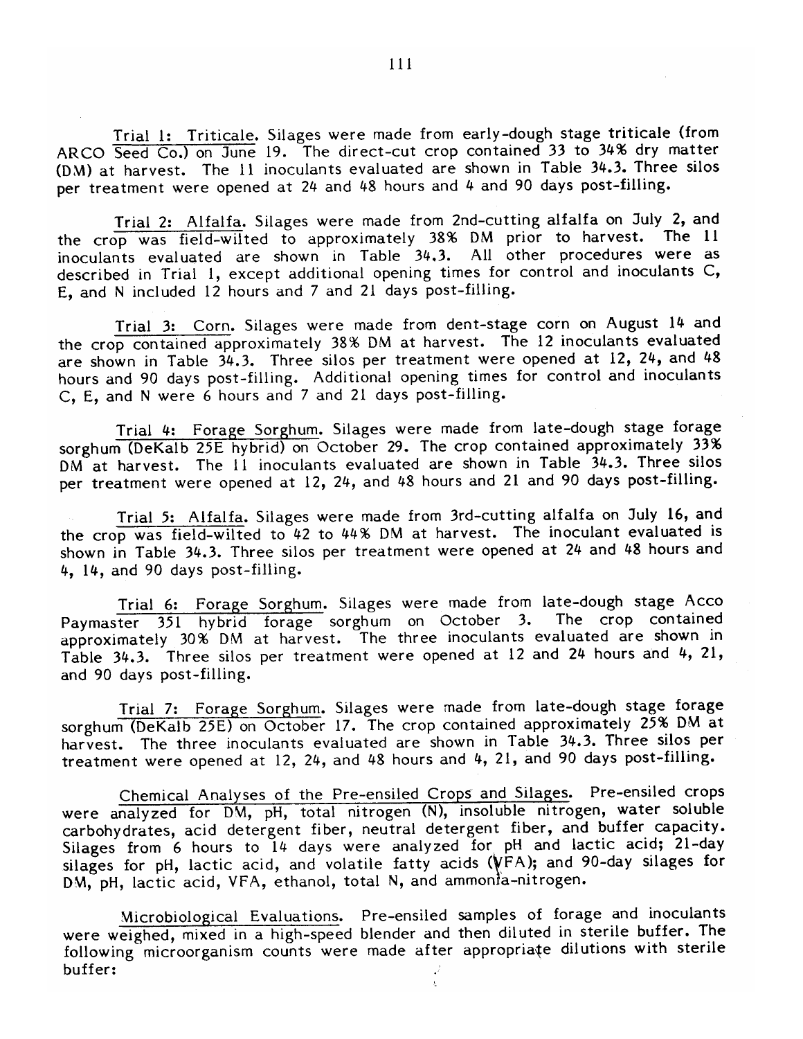Trial 1: Triticale. Silages were made from early-dough stage triticale (from ARCO Seed Co.) on June 19. The direct-cut crop contained 33 to 34% dry matter (DM) at harvest. The 11 inoculants evaluated are shown in Table 34.3. Three silos per treatment were opened at 24 and 48 hours and 4 and 90 days post-filling.

Trial 2: Alfalfa. Silages were made from 2nd-cutting alfalfa on July 2, and the crop was field-wilted to approximately 38% DM prior to harvest. The 11 inoculants evaluated are shown in Table 34.3. All other procedures were as described in Trial 1, except additional opening times for control and inoculants C, E, and N included 12 hours and 7 and 21 days post-filling.

Trial 3: Corn. Silages were made from dent-stage corn on August 14 and the crop contained approximately 38% DM at harvest. The 12 inoculants evaluated are shown in Table 34.3. Three silos per treatment were opened at 12, 24, and 48 hours and 90 days post-filling. Additional opening times for control and inoculants C, E, and N were 6 hours and 7 and 21 days post-filling.

Trial 4: Forage Sorghum. Silages were made from late-dough stage forage sorghum (DeKalb 25E hybrid) on October 29. The crop contained approximately 33% DM at harvest. The 11 inoculants evaluated are shown in Table 34.3. Three silos per treatment were opened at 12, 24, and 48 hours and 21 and 90 days post-filling.

Trial 5: Alfalfa. Silages were made from 3rd-cutting alfalfa on July 16, and the crop was field-wilted to 42 to 44% DM at harvest. The inoculant evaluated is shown in Table 34.3. Three silos per treatment were opened at 24 and 48 hours and 4, 14, and 90 days post-filling.

Trial 6: Forage Sorghum. Silages were made from late-dough stage Acco Paymaster 351 hybrid forage sorghum on October 3. The crop contained approximately 30% DM at harvest. The three inoculants evaluated are shown in Table 34.3. Three silos per treatment were opened at 12 and 24 hours and 4, 21, and 90 days post-filling.

Trial 7: Forage Sorghum. Silages were made from late-dough stage forage sorghum (DeKalb 25E) on October 17. The crop contained approximately 25% DM at harvest. The three inoculants evaluated are shown in Table 34.3. Three silos per treatment were opened at 12, 24, and 48 hours and 4, 21, and 90 days post-filling.

Chemical Analyses of the Pre-ensiled Crops and Silages. Pre-ensiled crops were analyzed for DM, pH, total nitrogen (N), insoluble nitrogen, water soluble carbohydrates, acid detergent fiber, neutral detergent fiber, and buffer capacity. Silages from 6 hours to 14 days were analyzed for pH and lactic acid; 21-day silages for pH, lactic acid, and volatile fatty acids (VFA); and 90-day silages for DM, pH, lactic acid, VFA, ethanol, total N, and ammonia-nitrogen.

Microbiological Evaluations. Pre-ensiled samples of forage and inoculants were weighed, mixed in a high-speed blender and then diluted in sterile buffer. The following microorganism counts were made after appropriate dilutions with sterile buffer: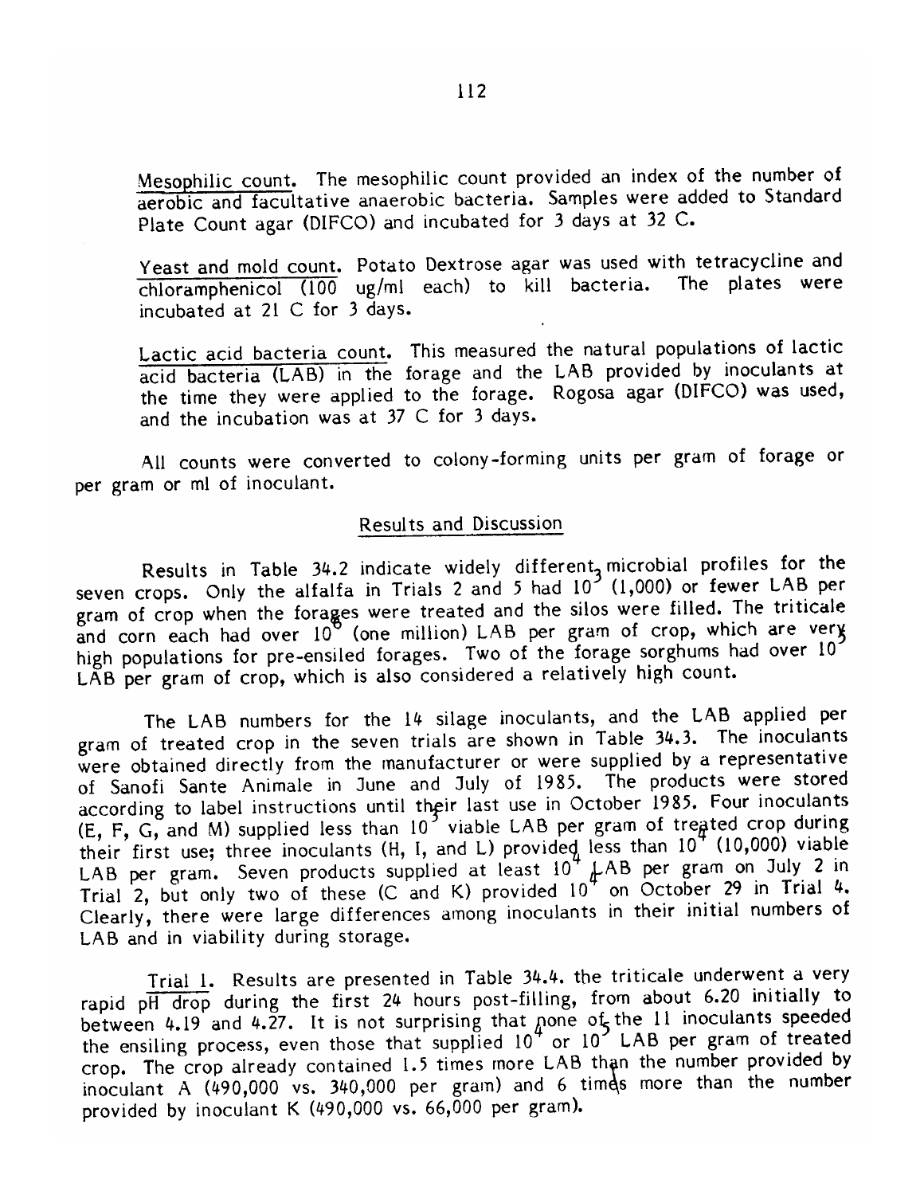Mesophilic count. The mesophilic count provided an index of the number of aerobic and facultative anaerobic bacteria. Samples were added to Standard Plate Count agar (DIFCO) and incubated for 3 days at 32 C.

Yeast and mold count. Potato Dextrose agar was used with tetracycline and chloramphenicol (100 ug/ml each) to kill bacteria. The plates were incubated at 21 C for 3 days.

Lactic acid bacteria count. This measured the natural populations of lactic acid bacteria (LAB) in the forage and the LAB provided by inoculants at the time they were applied to the forage. Rogosa agar (DIFCO) was used, and the incubation was at 37 C for 3 days.

All counts were converted to colony-forming units per gram of forage or per gram or ml of inoculant.

## Results and Discussion

Results in Table 34.2 indicate widely different microbial profiles for the seven crops. Only the alfalfa in Trials 2 and 5 had $10^3$ (1,000) or fewer LAB per gram of crop when the forages were treated and the silos were filled. The triticale and corn each had over $10^6$ (one million) LAB per gram of crop, which are very high populations for pre-ensiled forages. Two of the forage sorghums had over $10^5$ LAB per gram of crop, which is also considered a relatively high count.

The LAB numbers for the 14 silage inoculants, and the LAB applied per gram of treated crop in the seven trials are shown in Table 34.3. The inoculants were obtained directly from the manufacturer or were supplied by a representative of Sanofi Sante Animale in June and July of 1985. The products were stored according to label instructions until their last use in October 1985. Four inoculants (E, F, G, and M) supplied less than $10^3$ viable LAB per gram of treated crop during their first use; three inoculants (H, I, and L) provided less than $10^4$ (10,000) viable LAB per gram. Seven products supplied at least $10^4$ LAB per gram on July 2 in Trial 2, but only two of these (C and K) provided $10^4$ on October 29 in Trial 4. Clearly, there were large differences among inoculants in their initial numbers of LAB and in viability during storage.

Trial 1. Results are presented in Table 34.4. the triticale underwent a very rapid pH drop during the first 24 hours post-filling, from about 6.20 initially to between 4.19 and 4.27. It is not surprising that none of the 11 inoculants speeded the ensiling process, even those that supplied $10^4$ or $10^5$ LAB per gram of treated crop. The crop already contained 1.5 times more LAB than the number provided by inoculant A (490,000 vs. 340,000 per gram) and 6 times more than the number provided by inoculant K (490,000 vs. 66,000 per gram).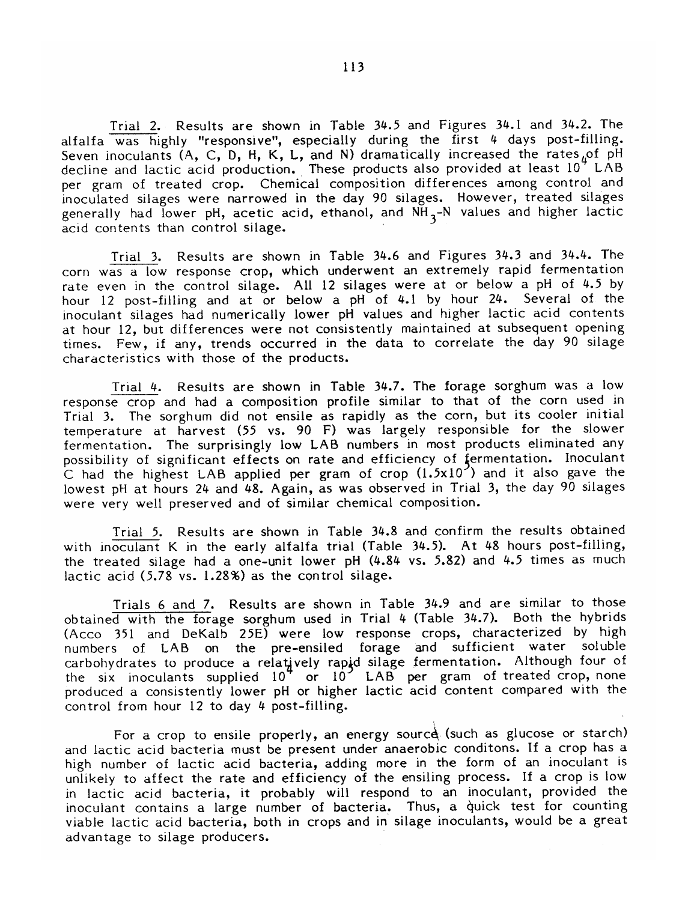Trial 2. Results are shown in Table 34.5 and Figures 34.1 and 34.2. The alfalfa was highly "responsive", especially during the first 4 days post-filling. Seven inoculants (A, C, D, H, K, L, and N) dramatically increased the rates of pH decline and lactic acid production. These products also provided at least $10^4$ LAB per gram of treated crop. Chemical composition differences among control and inoculated silages were narrowed in the day 90 silages. However, treated silages generally had lower pH, acetic acid, ethanol, and $NH_3$-N values and higher lactic acid contents than control silage.

Trial 3. Results are shown in Table 34.6 and Figures 34.3 and 34.4. The corn was a low response crop, which underwent an extremely rapid fermentation rate even in the control silage. All 12 silages were at or below a pH of 4.5 by hour 12 post-filling and at or below a pH of 4.1 by hour 24. Several of the inoculant silages had numerically lower pH values and higher lactic acid contents at hour 12, but differences were not consistently maintained at subsequent opening times. Few, if any, trends occurred in the data to correlate the day 90 silage characteristics with those of the products.

Trial 4. Results are shown in Table 34.7. The forage sorghum was a low response crop and had a composition profile similar to that of the corn used in Trial 3. The sorghum did not ensile as rapidly as the corn, but its cooler initial temperature at harvest (55 vs. 90 F) was largely responsible for the slower fermentation. The surprisingly low LAB numbers in most products eliminated any possibility of significant effects on rate and efficiency of fermentation. Inoculant C had the highest LAB applied per gram of crop ($1.5 \times 10^5$) and it also gave the lowest pH at hours 24 and 48. Again, as was observed in Trial 3, the day 90 silages were very well preserved and of similar chemical composition.

Trial 5. Results are shown in Table 34.8 and confirm the results obtained with inoculant K in the early alfalfa trial (Table 34.5). At 48 hours post-filling, the treated silage had a one-unit lower pH (4.84 vs. 5.82) and 4.5 times as much lactic acid (5.78 vs. 1.28%) as the control silage.

Trials 6 and 7. Results are shown in Table 34.9 and are similar to those obtained with the forage sorghum used in Trial 4 (Table 34.7). Both the hybrids (Acco 351 and DeKalb 25E) were low response crops, characterized by high numbers of LAB on the pre-ensiled forage and sufficient water soluble carbohydrates to produce a relatively rapid silage fermentation. Although four of the six inoculants supplied $10^4$ or $10^5$ LAB per gram of treated crop, none produced a consistently lower pH or higher lactic acid content compared with the control from hour 12 to day 4 post-filling.

For a crop to ensile properly, an energy source (such as glucose or starch) and lactic acid bacteria must be present under anaerobic conditons. If a crop has a high number of lactic acid bacteria, adding more in the form of an inoculant is unlikely to affect the rate and efficiency of the ensiling process. If a crop is low in lactic acid bacteria, it probably will respond to an inoculant, provided the inoculant contains a large number of bacteria. Thus, a quick test for counting viable lactic acid bacteria, both in crops and in silage inoculants, would be a great advantage to silage producers.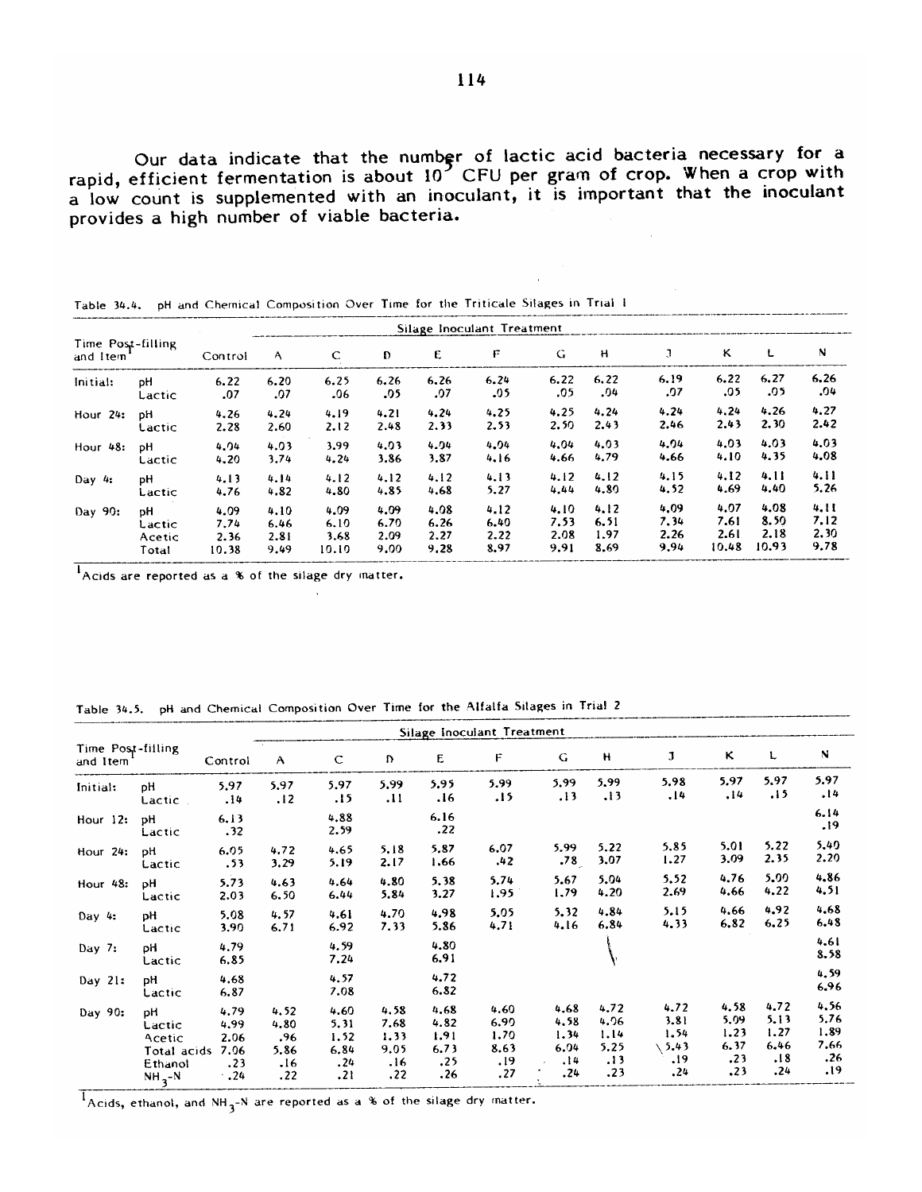Our data indicate that the number of lactic acid bacteria necessary for a rapid, efficient fermentation is about $10^5$ CFU per gram of crop. When a crop with a low count is supplemented with an inoculant, it is important that the inoculant provides a high number of viable bacteria.

Table 34.4. pH and Chemical Composition Over Time for the Triticale Silages in Trial 1

| Time Post-filling and Item[1] | | Control | A | C | D | E | F | G | H | J | K | L | N |
|---|---|---|---|---|---|---|---|---|---|---|---|---|---|
| | | Silage Inoculant Treatment | | | | | | | | | | | |
| Initial: | pH | 6.22 | 6.20 | 6.25 | 6.26 | 6.26 | 6.24 | 6.22 | 6.22 | 6.19 | 6.22 | 6.27 | 6.26 |
| | Lactic | .07 | .07 | .06 | .05 | .07 | .05 | .05 | .04 | .07 | .05 | .05 | .04 |
| Hour 24: | pH | 4.26 | 4.24 | 4.19 | 4.21 | 4.24 | 4.25 | 4.25 | 4.24 | 4.24 | 4.24 | 4.26 | 4.27 |
| | Lactic | 2.28 | 2.60 | 2.12 | 2.48 | 2.33 | 2.53 | 2.50 | 2.43 | 2.46 | 2.43 | 2.30 | 2.42 |
| Hour 48: | pH | 4.04 | 4.03 | 3.99 | 4.03 | 4.04 | 4.04 | 4.04 | 4.03 | 4.04 | 4.03 | 4.03 | 4.03 |
| | Lactic | 4.20 | 3.74 | 4.24 | 3.86 | 3.87 | 4.16 | 4.66 | 4.79 | 4.66 | 4.10 | 4.35 | 4.08 |
| Day 4: | pH | 4.13 | 4.14 | 4.12 | 4.12 | 4.12 | 4.13 | 4.12 | 4.12 | 4.15 | 4.12 | 4.11 | 4.11 |
| | Lactic | 4.76 | 4.82 | 4.80 | 4.85 | 4.68 | 5.27 | 4.44 | 4.80 | 4.52 | 4.69 | 4.40 | 5.26 |
| Day 90: | pH | 4.09 | 4.10 | 4.09 | 4.09 | 4.08 | 4.12 | 4.10 | 4.12 | 4.09 | 4.07 | 4.08 | 4.11 |
| | Lactic | 7.74 | 6.46 | 6.10 | 6.70 | 6.26 | 6.40 | 7.53 | 6.51 | 7.34 | 7.61 | 8.50 | 7.12 |
| | Acetic | 2.36 | 2.81 | 3.68 | 2.09 | 2.27 | 2.22 | 2.08 | 1.97 | 2.26 | 2.61 | 2.18 | 2.30 |
| | Total | 10.38 | 9.49 | 10.10 | 9.00 | 9.28 | 8.97 | 9.91 | 8.69 | 9.94 | 10.48 | 10.93 | 9.78 |

[1]Acids are reported as a % of the silage dry matter.

Table 34.5. pH and Chemical Composition Over Time for the Alfalfa Silages in Trial 2

| Time Post-filling and Item[1] | | Control | A | C | D | E | F | G | H | J | K | L | N |
|---|---|---|---|---|---|---|---|---|---|---|---|---|---|
| | | Silage Inoculant Treatment | | | | | | | | | | | |
| Initial: | pH | 5.97 | 5.97 | 5.97 | 5.99 | 5.95 | 5.99 | 5.99 | 5.99 | 5.98 | 5.97 | 5.97 | 5.97 |
| | Lactic | .14 | .12 | .15 | .11 | .16 | .15 | .13 | .13 | .14 | .14 | .15 | .14 |
| Hour 12: | pH | 6.13 | | 4.88 | | 6.16 | | | | | | | 6.14 |
| | Lactic | .32 | | 2.59 | | .22 | | | | | | | .19 |
| Hour 24: | pH | 6.05 | 4.72 | 4.65 | 5.18 | 5.87 | 6.07 | 5.99 | 5.22 | 5.85 | 5.01 | 5.22 | 5.40 |
| | Lactic | .53 | 3.29 | 5.19 | 2.17 | 1.66 | .42 | .78 | 3.07 | 1.27 | 3.09 | 2.35 | 2.20 |
| Hour 48: | pH | 5.73 | 4.63 | 4.64 | 4.80 | 5.38 | 5.74 | 5.67 | 5.04 | 5.52 | 4.76 | 5.00 | 4.86 |
| | Lactic | 2.03 | 6.50 | 6.44 | 5.84 | 3.27 | 1.95 | 1.79 | 4.20 | 2.69 | 4.66 | 4.22 | 4.51 |
| Day 4: | pH | 5.08 | 4.57 | 4.61 | 4.70 | 4.98 | 5.05 | 5.32 | 4.84 | 5.15 | 4.66 | 4.92 | 4.68 |
| | Lactic | 3.90 | 6.71 | 6.92 | 7.33 | 5.86 | 4.71 | 4.16 | 6.84 | 4.33 | 6.82 | 6.25 | 6.48 |
| Day 7: | pH | 4.79 | | 4.59 | | 4.80 | | | | | | | 4.61 |
| | Lactic | 6.85 | | 7.24 | | 6.91 | | | | | | | 8.58 |
| Day 21: | pH | 4.68 | | 4.57 | | 4.72 | | | | | | | 4.59 |
| | Lactic | 6.87 | | 7.08 | | 6.82 | | | | | | | 6.96 |
| Day 90: | pH | 4.79 | 4.52 | 4.60 | 4.58 | 4.68 | 4.60 | 4.68 | 4.72 | 4.72 | 4.58 | 4.72 | 4.56 |
| | Lactic | 4.99 | 4.80 | 5.31 | 7.68 | 4.82 | 6.90 | 4.58 | 4.06 | 3.81 | 5.09 | 5.13 | 5.76 |
| | Acetic | 2.06 | .96 | 1.52 | 1.33 | 1.91 | 1.70 | 1.34 | 1.14 | 1.54 | 1.23 | 1.27 | 1.89 |
| | Total acids | 7.06 | 5.86 | 6.84 | 9.05 | 6.73 | 8.63 | 6.04 | 5.25 | 5.43 | 6.37 | 6.46 | 7.66 |
| | Ethanol | .23 | .16 | .24 | .16 | .25 | .19 | .14 | .13 | .19 | .23 | .18 | .26 |
| | $NH_3$-N | .24 | .22 | .21 | .22 | .26 | .27 | .24 | .23 | .24 | .23 | .24 | .19 |

[1]Acids, ethanol, and $NH_3$-N are reported as a % of the silage dry matter.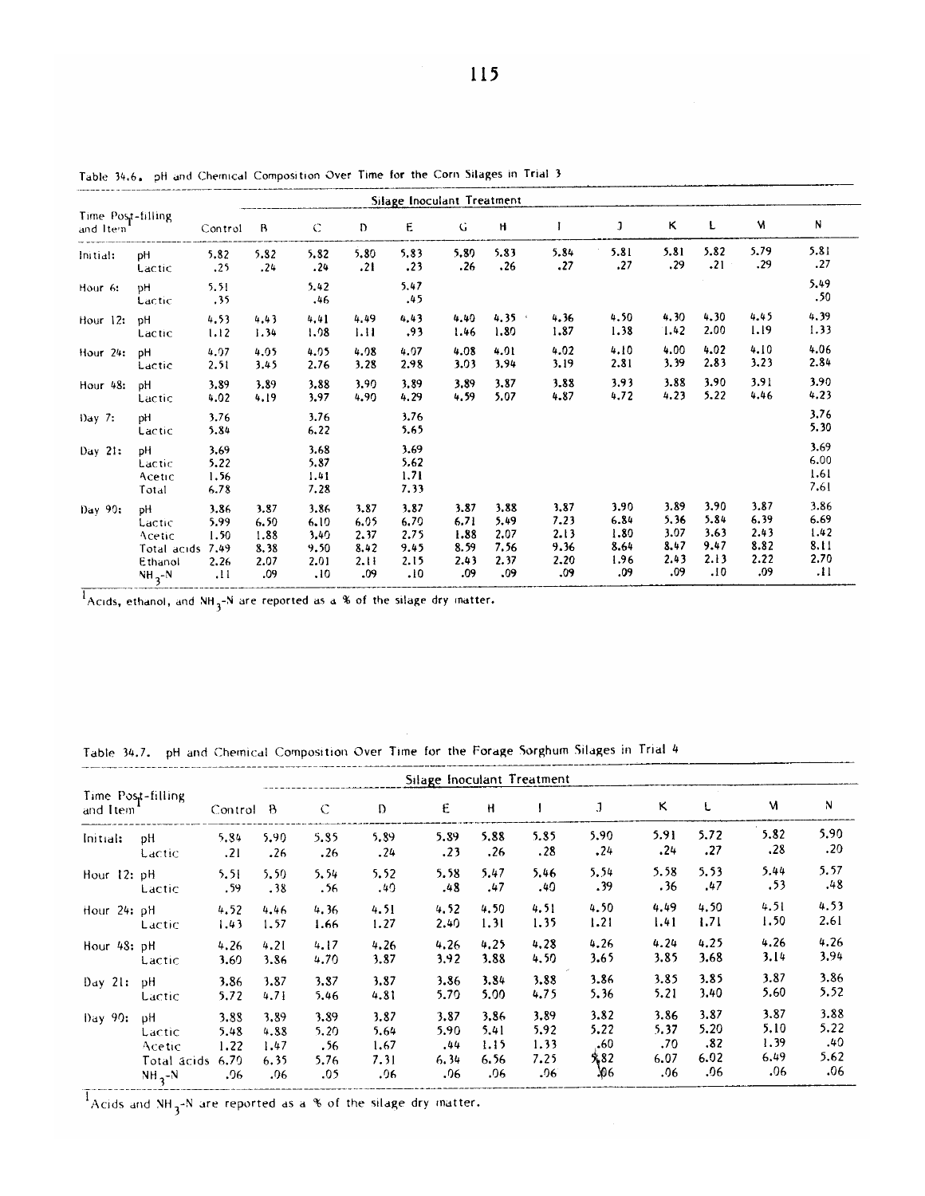Table 34.6. pH and Chemical Composition Over Time for the Corn Silages in Trial 3

| Time Post-filling and Item[1] | | Control | B | C | D | E | G | H | I | J | K | L | M | N |
|---|---|---|---|---|---|---|---|---|---|---|---|---|---|---|
| | | Silage Inoculant Treatment | | | | | | | | | | | | |
| Initial: | pH | 5.82 | 5.82 | 5.82 | 5.80 | 5.83 | 5.80 | 5.83 | 5.84 | 5.81 | 5.81 | 5.82 | 5.79 | 5.81 |
| | Lactic | .25 | .24 | .24 | .21 | .23 | .26 | .26 | .27 | .27 | .29 | .21 | .29 | .27 |
| Hour 6: | pH | 5.51 | | 5.42 | | 5.47 | | | | | | | | 5.49 |
| | Lactic | .35 | | .46 | | .45 | | | | | | | | .50 |
| Hour 12: | pH | 4.53 | 4.43 | 4.41 | 4.49 | 4.43 | 4.40 | 4.35 | 4.36 | 4.50 | 4.30 | 4.30 | 4.45 | 4.39 |
| | Lactic | 1.12 | 1.34 | 1.08 | 1.11 | .93 | 1.46 | 1.80 | 1.87 | 1.38 | 1.42 | 2.00 | 1.19 | 1.33 |
| Hour 24: | pH | 4.07 | 4.05 | 4.05 | 4.08 | 4.07 | 4.08 | 4.01 | 4.02 | 4.10 | 4.00 | 4.02 | 4.10 | 4.06 |
| | Lactic | 2.51 | 3.45 | 2.76 | 3.28 | 2.98 | 3.03 | 3.94 | 3.19 | 2.81 | 3.39 | 2.83 | 3.23 | 2.84 |
| Hour 48: | pH | 3.89 | 3.89 | 3.88 | 3.90 | 3.89 | 3.89 | 3.87 | 3.88 | 3.93 | 3.88 | 3.90 | 3.91 | 3.90 |
| | Lactic | 4.02 | 4.19 | 3.97 | 4.90 | 4.29 | 4.59 | 5.07 | 4.87 | 4.72 | 4.23 | 5.22 | 4.46 | 4.23 |
| Day 7: | pH | 3.76 | | 3.76 | | 3.76 | | | | | | | | 3.76 |
| | Lactic | 5.84 | | 6.22 | | 5.65 | | | | | | | | 5.30 |
| Day 21: | pH | 3.69 | | 3.68 | | 3.69 | | | | | | | | 3.69 |
| | Lactic | 5.22 | | 5.87 | | 5.62 | | | | | | | | 6.00 |
| | Acetic | 1.56 | | 1.41 | | 1.71 | | | | | | | | 1.61 |
| | Total | 6.78 | | 7.28 | | 7.33 | | | | | | | | 7.61 |
| Day 90: | pH | 3.86 | 3.87 | 3.86 | 3.87 | 3.87 | 3.87 | 3.88 | 3.87 | 3.90 | 3.89 | 3.90 | 3.87 | 3.86 |
| | Lactic | 5.99 | 6.50 | 6.10 | 6.05 | 6.70 | 6.71 | 5.49 | 7.23 | 6.84 | 5.36 | 5.84 | 6.39 | 6.69 |
| | Acetic | 1.50 | 1.88 | 3.40 | 2.37 | 2.75 | 1.88 | 2.07 | 2.13 | 1.80 | 3.07 | 3.63 | 2.43 | 1.42 |
| | Total acids | 7.49 | 8.38 | 9.50 | 8.42 | 9.45 | 8.59 | 7.56 | 9.36 | 8.64 | 8.47 | 9.47 | 8.82 | 8.11 |
| | Ethanol | 2.26 | 2.07 | 2.01 | 2.11 | 2.15 | 2.43 | 2.37 | 2.20 | 1.96 | 2.43 | 2.13 | 2.22 | 2.70 |
| | $NH_3$-N | .11 | .09 | .10 | .09 | .10 | .09 | .09 | .09 | .09 | .09 | .10 | .09 | .11 |

[1] Acids, ethanol, and $NH_3$-N are reported as a % of the silage dry matter.

Table 34.7. pH and Chemical Composition Over Time for the Forage Sorghum Silages in Trial 4

| Time Post-filling and Item[1] | | Control | B | C | D | E | H | I | J | K | L | M | N |
|---|---|---|---|---|---|---|---|---|---|---|---|---|---|
| | | Silage Inoculant Treatment | | | | | | | | | | | |
| Initial: | pH | 5.84 | 5.90 | 5.85 | 5.89 | 5.89 | 5.88 | 5.85 | 5.90 | 5.91 | 5.72 | 5.82 | 5.90 |
| | Lactic | .21 | .26 | .26 | .24 | .23 | .26 | .28 | .24 | .24 | .27 | .28 | .20 |
| Hour 12: | pH | 5.51 | 5.50 | 5.54 | 5.52 | 5.58 | 5.47 | 5.46 | 5.54 | 5.58 | 5.53 | 5.44 | 5.57 |
| | Lactic | .59 | .38 | .56 | .40 | .48 | .47 | .40 | .39 | .36 | .47 | .53 | .48 |
| Hour 24: | pH | 4.52 | 4.46 | 4.36 | 4.51 | 4.52 | 4.50 | 4.51 | 4.50 | 4.49 | 4.50 | 4.51 | 4.53 |
| | Lactic | 1.43 | 1.57 | 1.66 | 1.27 | 2.40 | 1.31 | 1.35 | 1.21 | 1.41 | 1.71 | 1.50 | 2.61 |
| Hour 48: | pH | 4.26 | 4.21 | 4.17 | 4.26 | 4.26 | 4.25 | 4.28 | 4.26 | 4.24 | 4.25 | 4.26 | 4.26 |
| | Lactic | 3.60 | 3.86 | 4.70 | 3.87 | 3.92 | 3.88 | 4.50 | 3.65 | 3.85 | 3.68 | 3.14 | 3.94 |
| Day 21: | pH | 3.86 | 3.87 | 3.87 | 3.87 | 3.86 | 3.84 | 3.88 | 3.86 | 3.85 | 3.85 | 3.87 | 3.86 |
| | Lactic | 5.72 | 4.71 | 5.46 | 4.81 | 5.70 | 5.00 | 4.75 | 5.36 | 5.21 | 3.40 | 5.60 | 5.52 |
| Day 90: | pH | 3.88 | 3.89 | 3.89 | 3.87 | 3.87 | 3.86 | 3.89 | 3.82 | 3.86 | 3.87 | 3.87 | 3.88 |
| | Lactic | 5.48 | 4.88 | 5.20 | 5.64 | 5.90 | 5.41 | 5.92 | 5.22 | 5.37 | 5.20 | 5.10 | 5.22 |
| | Acetic | 1.22 | 1.47 | .56 | 1.67 | .44 | 1.15 | 1.33 | .60 | .70 | .82 | 1.39 | .40 |
| | Total acids | 6.70 | 6.35 | 5.76 | 7.31 | 6.34 | 6.56 | 7.25 | 5.82 | 6.07 | 6.02 | 6.49 | 5.62 |
| | $NH_3$-N | .06 | .06 | .05 | .06 | .06 | .06 | .06 | .06 | .06 | .06 | .06 | .06 |

[1] Acids and $NH_3$-N are reported as a % of the silage dry matter.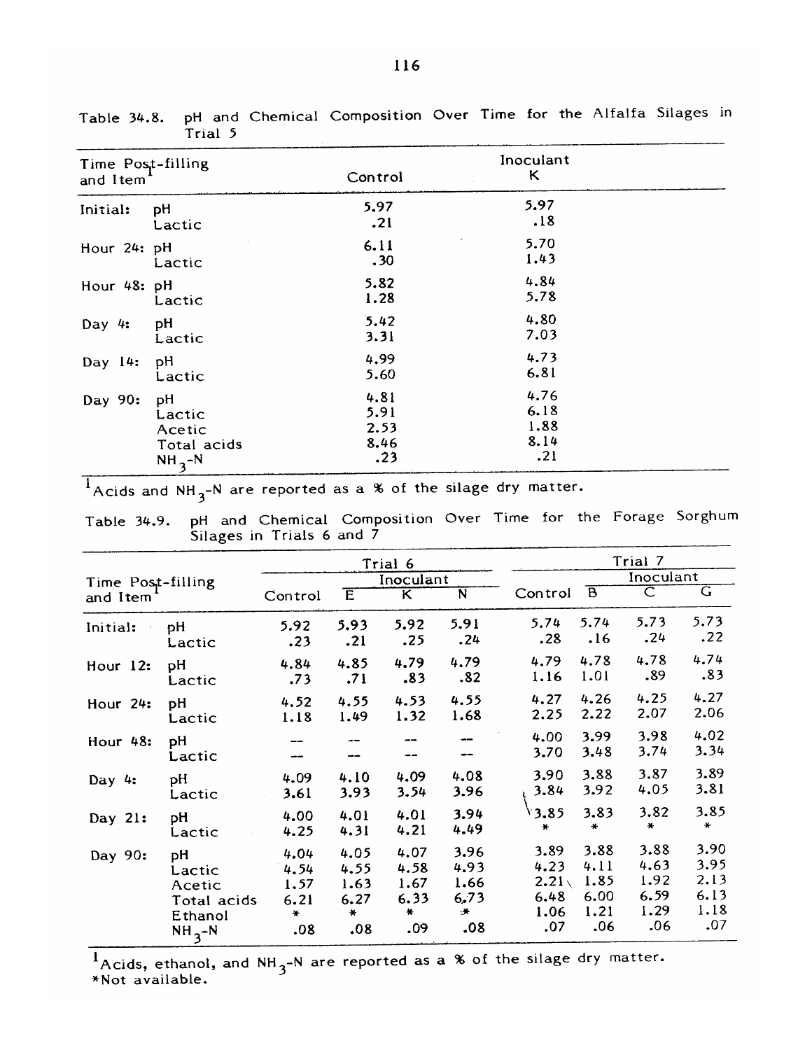Table 34.8. pH and Chemical Composition Over Time for the Alfalfa Silages in Trial 5

| Time Post-filling and Item[1] | | Control | Inoculant K |
|---|---|---|---|
| Initial: | pH | 5.97 | 5.97 |
| | Lactic | .21 | .18 |
| Hour 24: | pH | 6.11 | 5.70 |
| | Lactic | .30 | 1.43 |
| Hour 48: | pH | 5.82 | 4.84 |
| | Lactic | 1.28 | 5.78 |
| Day 4: | pH | 5.42 | 4.80 |
| | Lactic | 3.31 | 7.03 |
| Day 14: | pH | 4.99 | 4.73 |
| | Lactic | 5.60 | 6.81 |
| Day 90: | pH | 4.81 | 4.76 |
| | Lactic | 5.91 | 6.18 |
| | Acetic | 2.53 | 1.88 |
| | Total acids | 8.46 | 8.14 |
| | $NH_3$-N | .23 | .21 |

[1]Acids and $NH_3$-N are reported as a % of the silage dry matter.

Table 34.9. pH and Chemical Composition Over Time for the Forage Sorghum Silages in Trials 6 and 7

| Time Post-filling and Item[1] | | Trial 6 | | | | Trial 7 | | | |
|---|---|---|---|---|---|---|---|---|---|
| | | Control | Inoculant | | | Control | Inoculant | | |
| | | | E | K | N | | B | C | G |
| Initial: | pH | 5.92 | 5.93 | 5.92 | 5.91 | 5.74 | 5.74 | 5.73 | 5.73 |
| | Lactic | .23 | .21 | .25 | .24 | .28 | .16 | .24 | .22 |
| Hour 12: | pH | 4.84 | 4.85 | 4.79 | 4.79 | 4.79 | 4.78 | 4.78 | 4.74 |
| | Lactic | .73 | .71 | .83 | .82 | 1.16 | 1.01 | .89 | .83 |
| Hour 24: | pH | 4.52 | 4.55 | 4.53 | 4.55 | 4.27 | 4.26 | 4.25 | 4.27 |
| | Lactic | 1.18 | 1.49 | 1.32 | 1.68 | 2.25 | 2.22 | 2.07 | 2.06 |
| Hour 48: | pH | -- | -- | -- | -- | 4.00 | 3.99 | 3.98 | 4.02 |
| | Lactic | -- | -- | -- | -- | 3.70 | 3.48 | 3.74 | 3.34 |
| Day 4: | pH | 4.09 | 4.10 | 4.09 | 4.08 | 3.90 | 3.88 | 3.87 | 3.89 |
| | Lactic | 3.61 | 3.93 | 3.54 | 3.96 | 3.84 | 3.92 | 4.05 | 3.81 |
| Day 21: | pH | 4.00 | 4.01 | 4.01 | 3.94 | 3.85 | 3.83 | 3.82 | 3.85 |
| | Lactic | 4.25 | 4.31 | 4.21 | 4.49 | * | * | * | * |
| Day 90: | pH | 4.04 | 4.05 | 4.07 | 3.96 | 3.89 | 3.88 | 3.88 | 3.90 |
| | Lactic | 4.54 | 4.55 | 4.58 | 4.93 | 4.23 | 4.11 | 4.63 | 3.95 |
| | Acetic | 1.57 | 1.63 | 1.67 | 1.66 | 2.21 | 1.85 | 1.92 | 2.13 |
| | Total acids | 6.21 | 6.27 | 6.33 | 6.73 | 6.48 | 6.00 | 6.59 | 6.13 |
| | Ethanol | * | * | * | * | 1.06 | 1.21 | 1.29 | 1.18 |
| | $NH_3$-N | .08 | .08 | .09 | .08 | .07 | .06 | .06 | .07 |

[1]Acids, ethanol, and $NH_3$-N are reported as a % of the silage dry matter.
*Not available.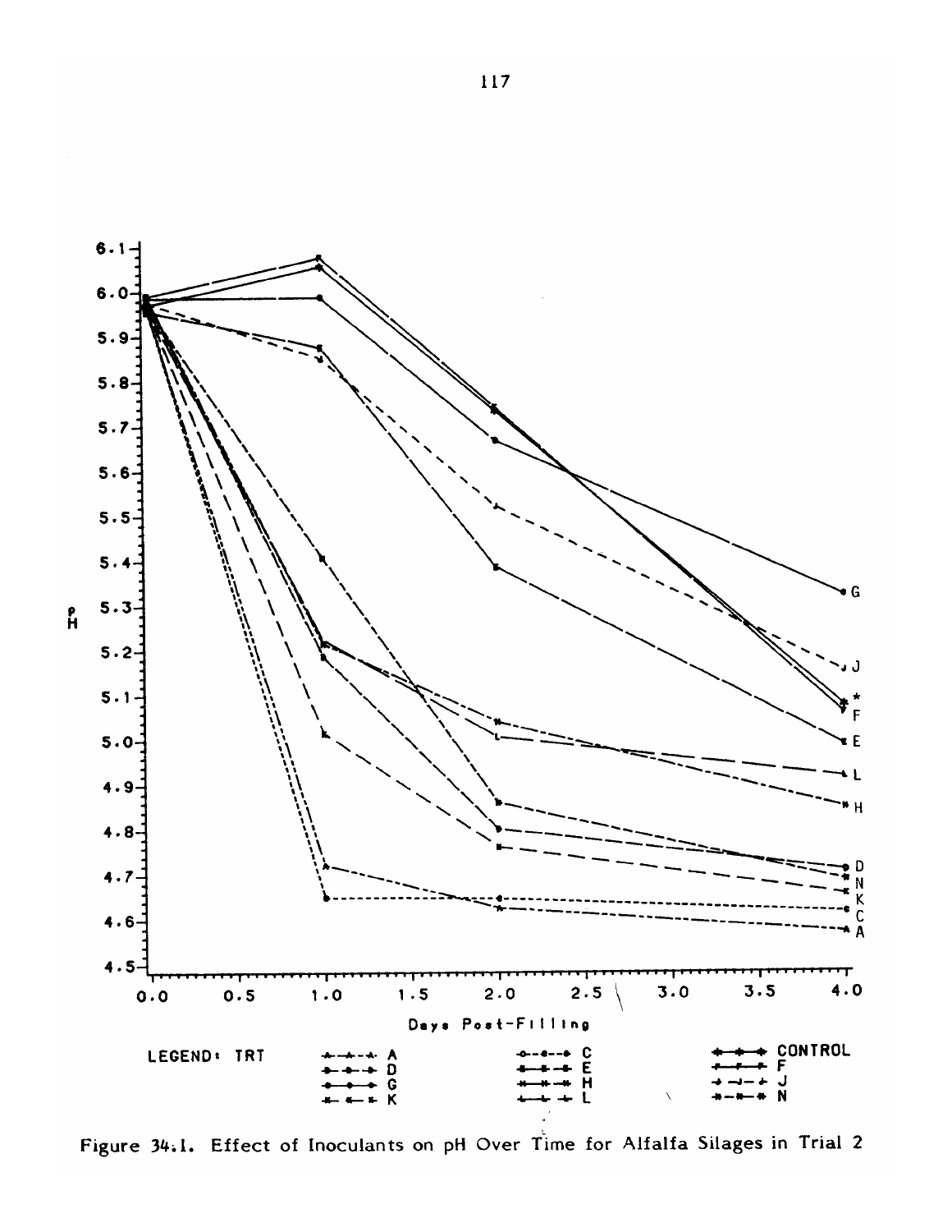Figure 34.1. Effect of Inoculants on pH Over Time for Alfalfa Silages in Trial 2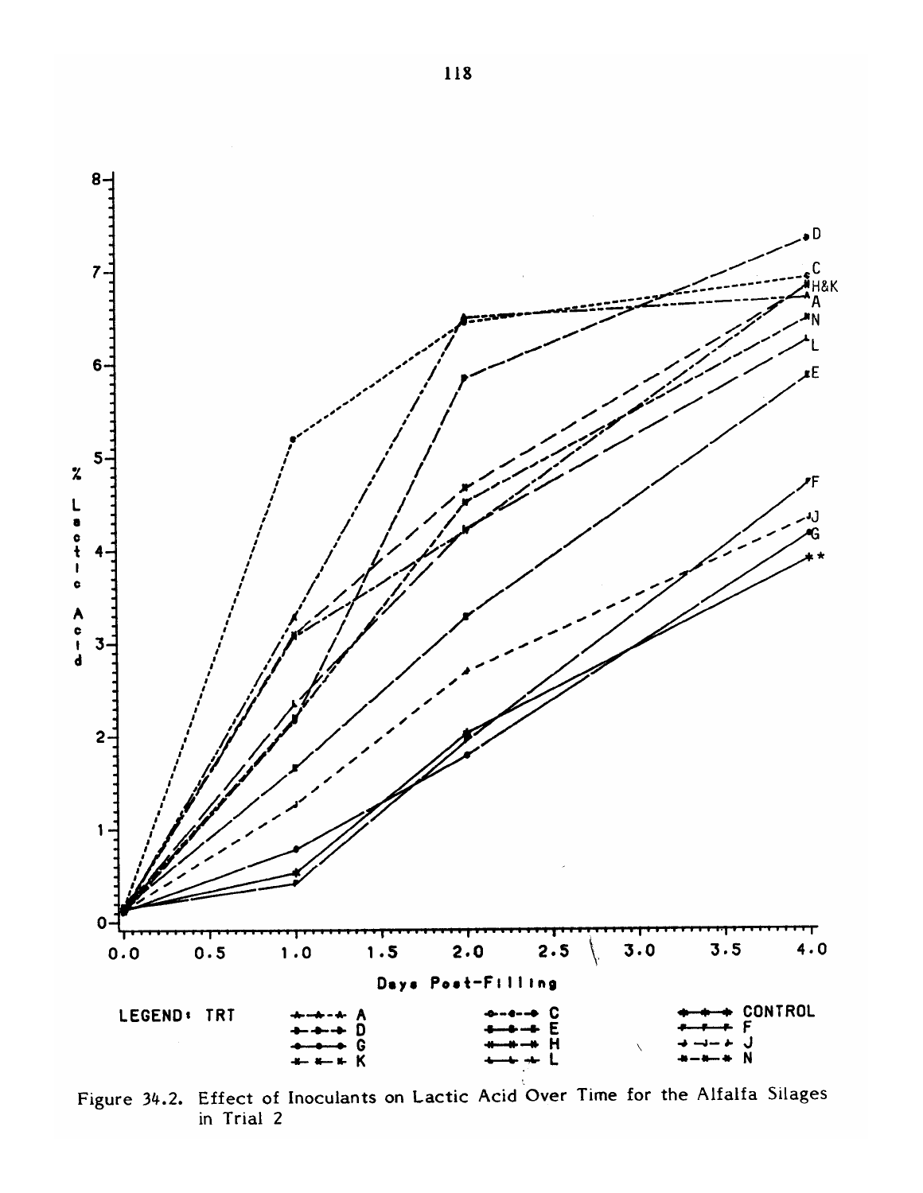Figure 34.2. Effect of Inoculants on Lactic Acid Over Time for the Alfalfa Silages in Trial 2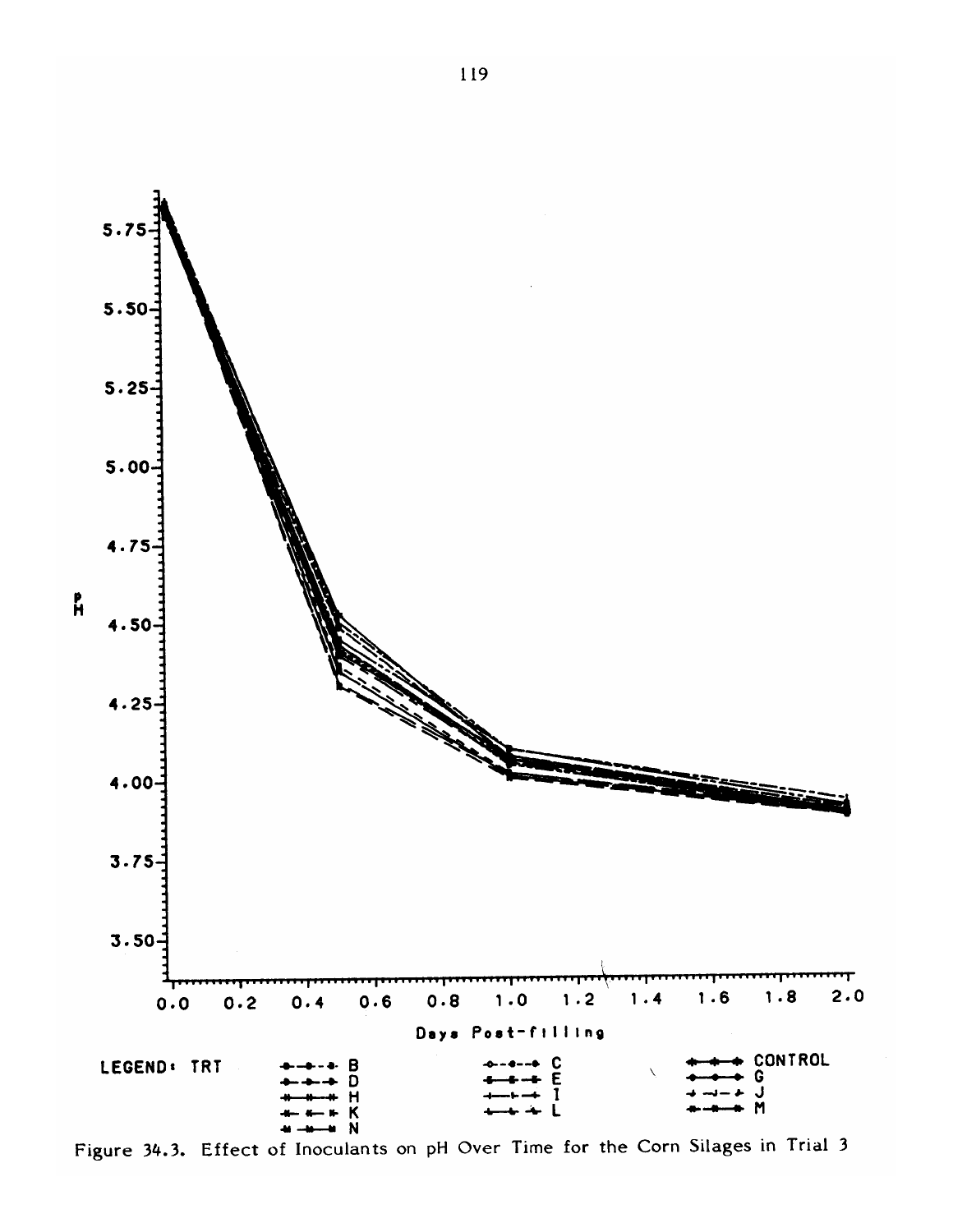Figure 34.3. Effect of Inoculants on pH Over Time for the Corn Silages in Trial 3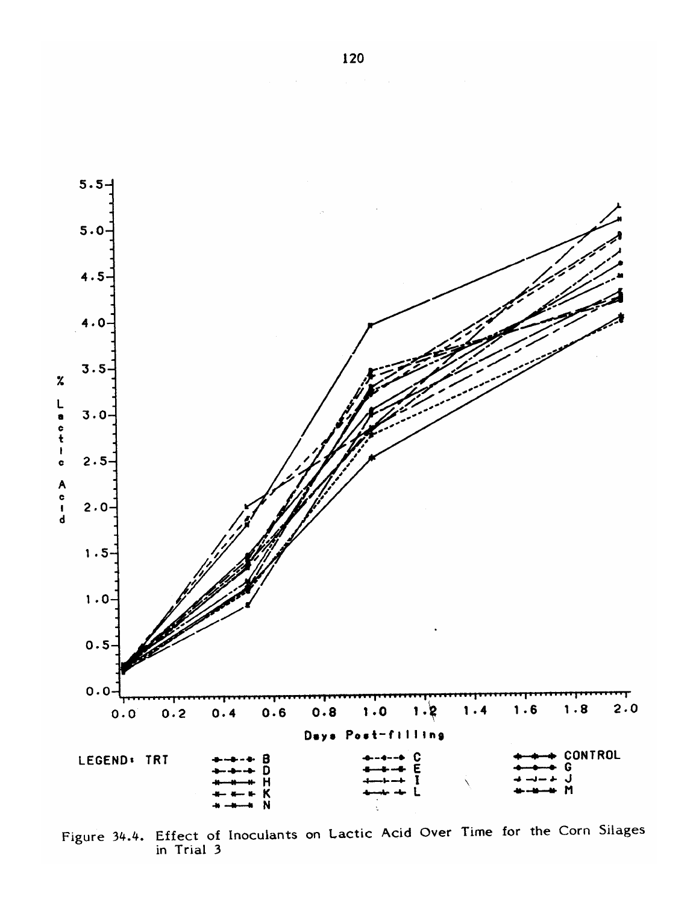5.5
5.0
4.5
4.0
3.5
3.0
2.5
2.0
1.5
1.0
0.5
0.0

% Lactic Acid

0.0 0.2 0.4 0.6 0.8 1.0 1.2 1.4 1.6 1.8 2.0

Days Post-filling

LEGEND: TRT B C CONTROL D E G H I J K L M N

Figure 34.4. Effect of Inoculants on Lactic Acid Over Time for the Corn Silages in Trial 3